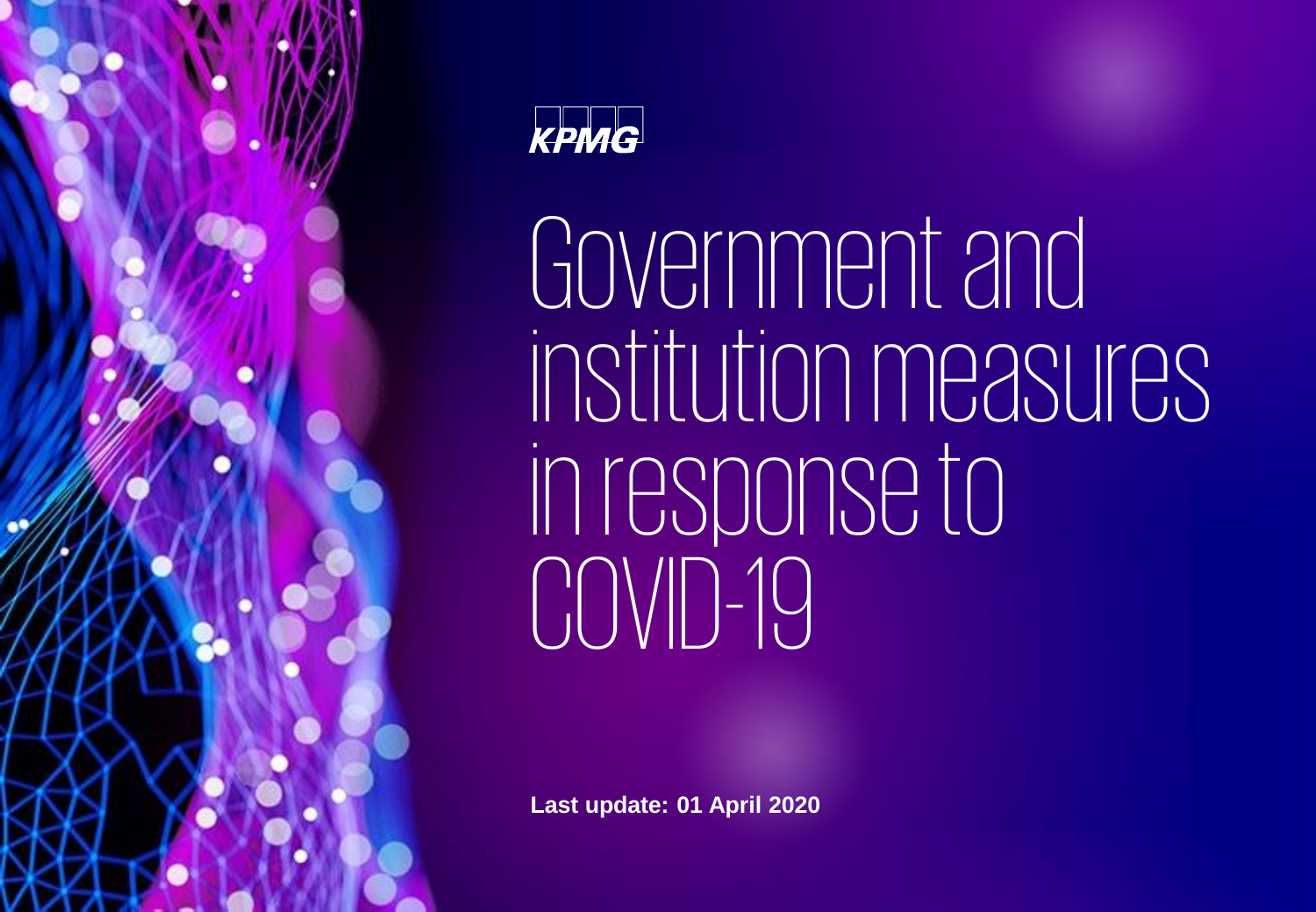KPMG

# Government and institution measures in response to COVID-19

**Last update: 01 April 2020**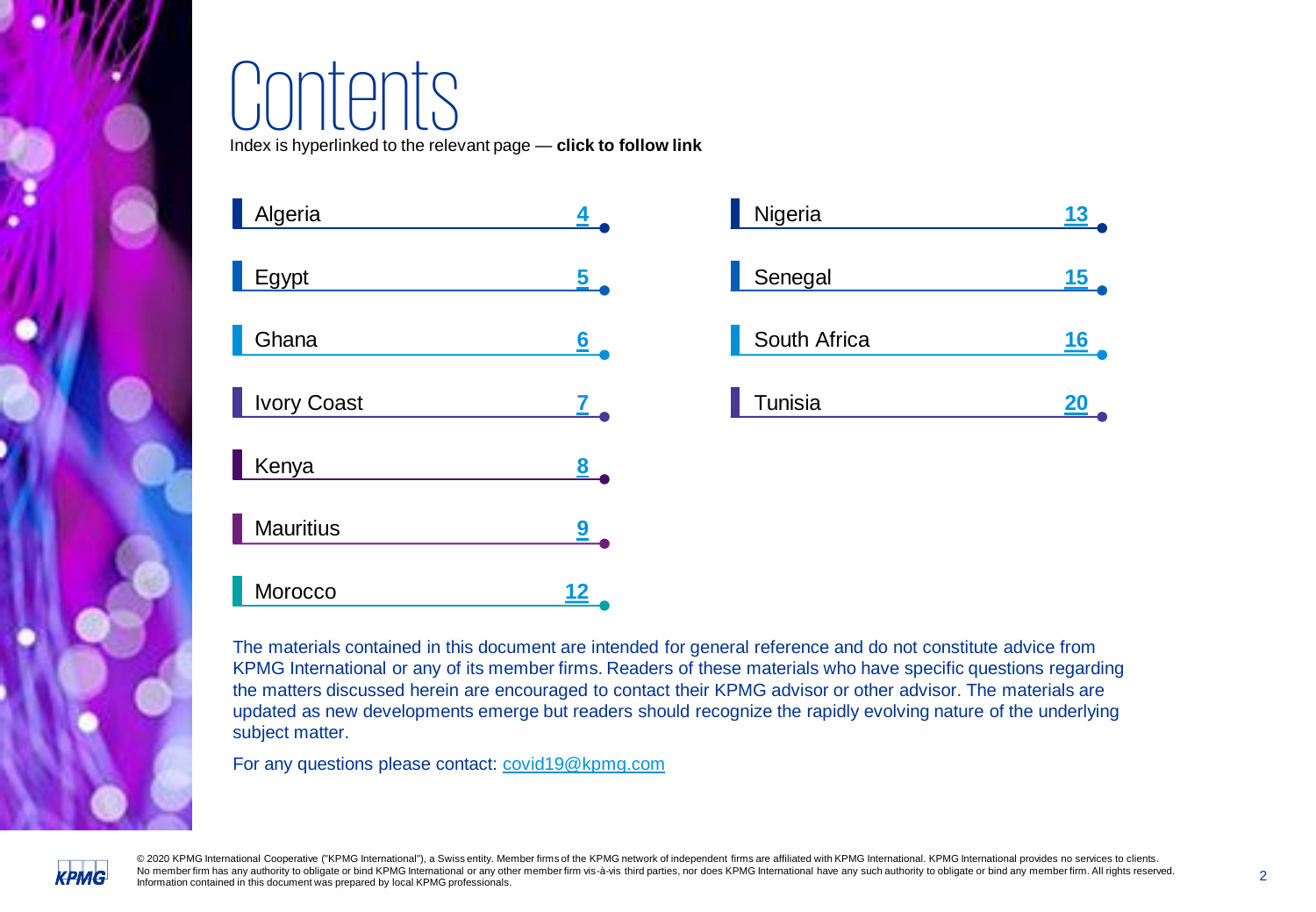# Contents

Index is hyperlinked to the relevant page — **click to follow link**

| | |
|---|---|
| Algeria | 4 |
| Egypt | 5 |
| Ghana | 6 |
| Ivory Coast | 7 |
| Kenya | 8 |
| Mauritius | 9 |
| Morocco | 12 |
| Nigeria | 13 |
| Senegal | 15 |
| South Africa | 16 |
| Tunisia | 20 |

The materials contained in this document are intended for general reference and do not constitute advice from KPMG International or any of its member firms. Readers of these materials who have specific questions regarding the matters discussed herein are encouraged to contact their KPMG advisor or other advisor. The materials are updated as new developments emerge but readers should recognize the rapidly evolving nature of the underlying subject matter.

For any questions please contact: covid19@kpmg.com

© 2020 KPMG International Cooperative ("KPMG International"), a Swiss entity. Member firms of the KPMG network of independent firms are affiliated with KPMG International. KPMG International provides no services to clients. No member firm has any authority to obligate or bind KPMG International or any other member firm vis-à-vis third parties, nor does KPMG International have any such authority to obligate or bind any member firm. All rights reserved. Information contained in this document was prepared by local KPMG professionals.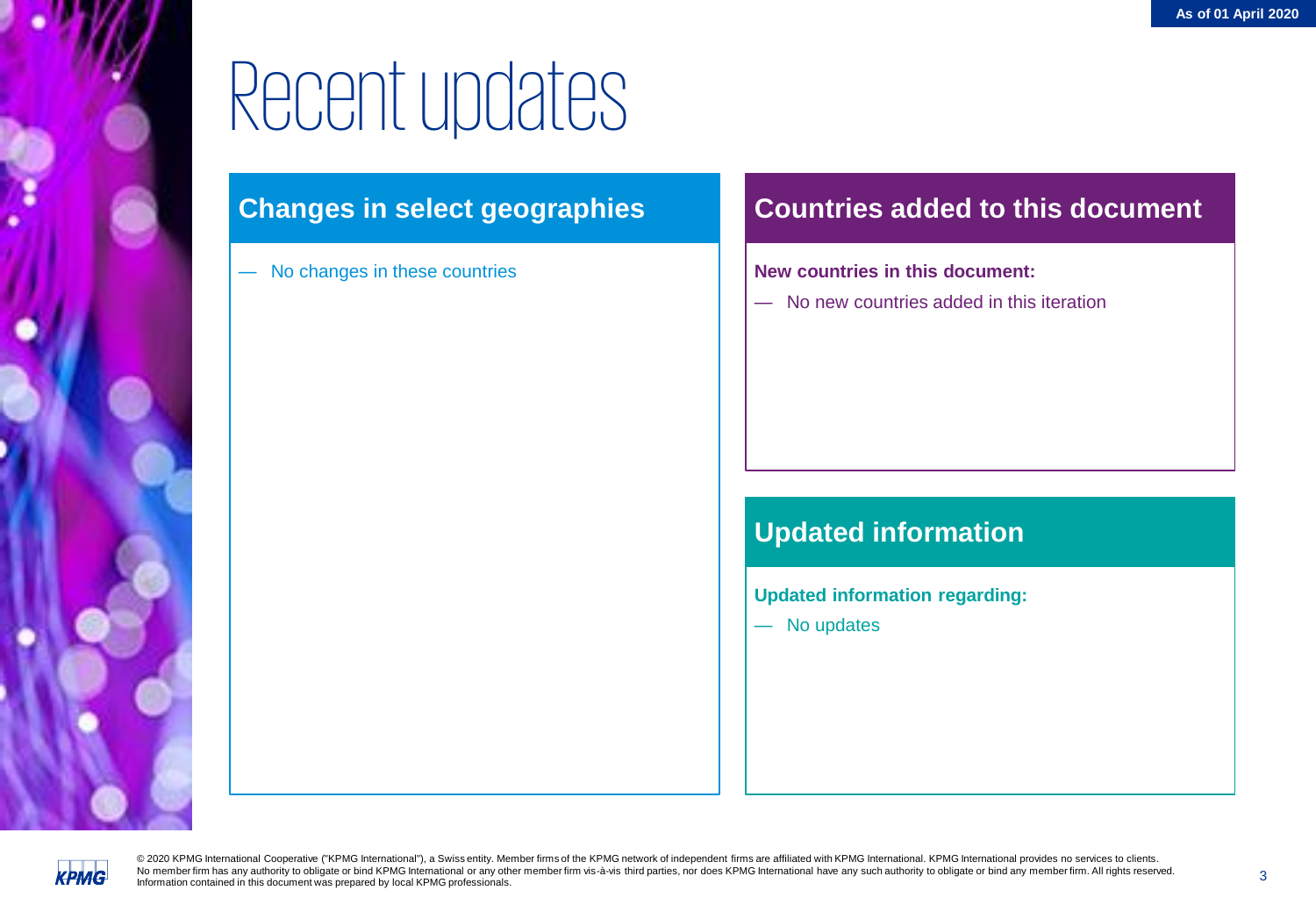As of 01 April 2020

# Recent updates

## Changes in select geographies

- No changes in these countries

## Countries added to this document

**New countries in this document:**

- No new countries added in this iteration

## Updated information

**Updated information regarding:**

- No updates

© 2020 KPMG International Cooperative ("KPMG International"), a Swiss entity. Member firms of the KPMG network of independent firms are affiliated with KPMG International. KPMG International provides no services to clients. No member firm has any authority to obligate or bind KPMG International or any other member firm vis-à-vis third parties, nor does KPMG International have any such authority to obligate or bind any member firm. All rights reserved. Information contained in this document was prepared by local KPMG professionals.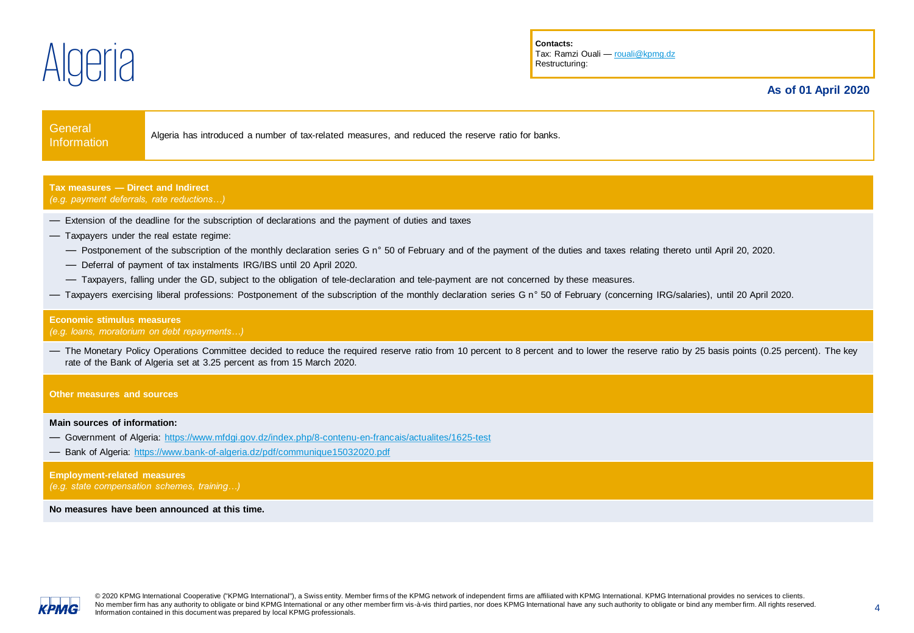# Algeria

**Contacts:**
Tax: Ramzi Ouali — rouali@kpmg.dz
Restructuring:

**As of 01 April 2020**

| General Information | Algeria has introduced a number of tax-related measures, and reduced the reserve ratio for banks. |
|---|---|

## Tax measures — Direct and Indirect

*(e.g. payment deferrals, rate reductions…)*

- Extension of the deadline for the subscription of declarations and the payment of duties and taxes
- Taxpayers under the real estate regime:
  - Postponement of the subscription of the monthly declaration series G n° 50 of February and of the payment of the duties and taxes relating thereto until April 20, 2020.
  - Deferral of payment of tax instalments IRG/IBS until 20 April 2020.
  - Taxpayers, falling under the GD, subject to the obligation of tele-declaration and tele-payment are not concerned by these measures.
- Taxpayers exercising liberal professions: Postponement of the subscription of the monthly declaration series G n° 50 of February (concerning IRG/salaries), until 20 April 2020.

## Economic stimulus measures

*(e.g. loans, moratorium on debt repayments…)*

- The Monetary Policy Operations Committee decided to reduce the required reserve ratio from 10 percent to 8 percent and to lower the reserve ratio by 25 basis points (0.25 percent). The key rate of the Bank of Algeria set at 3.25 percent as from 15 March 2020.

## Other measures and sources

**Main sources of information:**

- Government of Algeria: https://www.mfdgi.gov.dz/index.php/8-contenu-en-francais/actualites/1625-test
- Bank of Algeria: https://www.bank-of-algeria.dz/pdf/communique15032020.pdf

## Employment-related measures

*(e.g. state compensation schemes, training…)*

**No measures have been announced at this time.**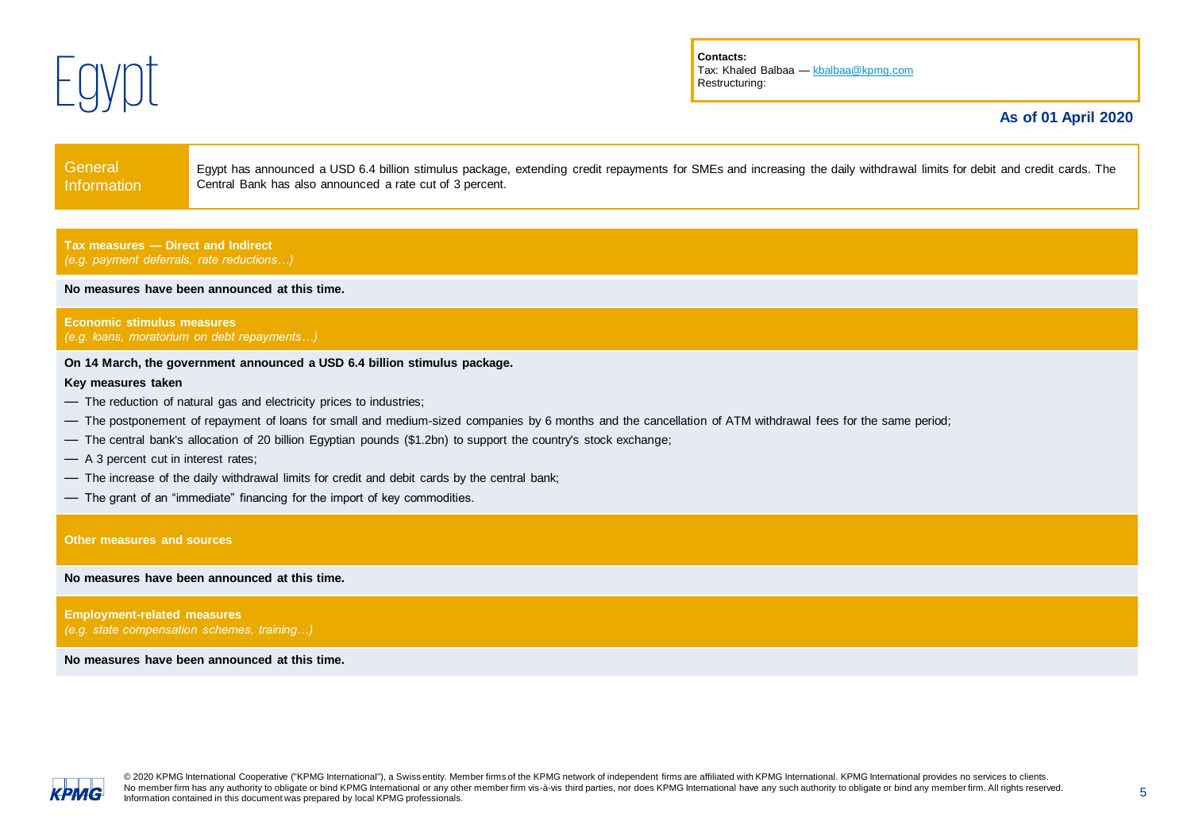# Egypt

**Contacts:**
Tax: Khaled Balbaa — kbalbaa@kpmg.com
Restructuring:

**As of 01 April 2020**

| General Information | |
|---|---|
| | Egypt has announced a USD 6.4 billion stimulus package, extending credit repayments for SMEs and increasing the daily withdrawal limits for debit and credit cards. The Central Bank has also announced a rate cut of 3 percent. |

## Tax measures — Direct and Indirect
*(e.g. payment deferrals, rate reductions…)*

**No measures have been announced at this time.**

## Economic stimulus measures
*(e.g. loans, moratorium on debt repayments…)*

**On 14 March, the government announced a USD 6.4 billion stimulus package.**

**Key measures taken**

- The reduction of natural gas and electricity prices to industries;
- The postponement of repayment of loans for small and medium-sized companies by 6 months and the cancellation of ATM withdrawal fees for the same period;
- The central bank's allocation of 20 billion Egyptian pounds ($1.2bn) to support the country's stock exchange;
- A 3 percent cut in interest rates;
- The increase of the daily withdrawal limits for credit and debit cards by the central bank;
- The grant of an "immediate" financing for the import of key commodities.

## Other measures and sources

**No measures have been announced at this time.**

## Employment-related measures
*(e.g. state compensation schemes, training…)*

**No measures have been announced at this time.**

© 2020 KPMG International Cooperative ("KPMG International"), a Swiss entity. Member firms of the KPMG network of independent firms are affiliated with KPMG International. KPMG International provides no services to clients. No member firm has any authority to obligate or bind KPMG International or any other member firm vis-à-vis third parties, nor does KPMG International have any such authority to obligate or bind any member firm. All rights reserved. Information contained in this document was prepared by local KPMG professionals.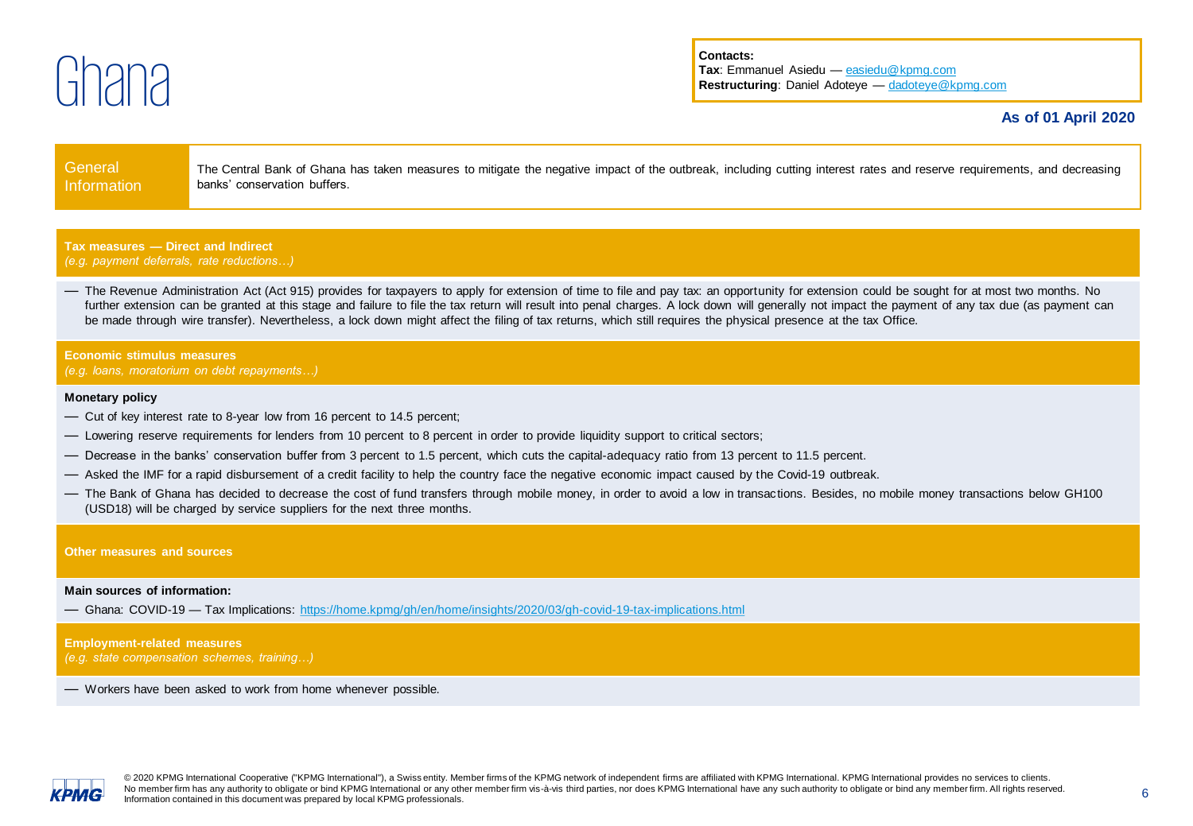# Ghana

**Contacts:**
**Tax**: Emmanuel Asiedu — easiedu@kpmg.com
**Restructuring**: Daniel Adoteye — dadoteye@kpmg.com

**As of 01 April 2020**

| General Information | The Central Bank of Ghana has taken measures to mitigate the negative impact of the outbreak, including cutting interest rates and reserve requirements, and decreasing banks' conservation buffers. |
|---|---|

## Tax measures — Direct and Indirect
*(e.g. payment deferrals, rate reductions…)*

- The Revenue Administration Act (Act 915) provides for taxpayers to apply for extension of time to file and pay tax: an opportunity for extension could be sought for at most two months. No further extension can be granted at this stage and failure to file the tax return will result into penal charges. A lock down will generally not impact the payment of any tax due (as payment can be made through wire transfer). Nevertheless, a lock down might affect the filing of tax returns, which still requires the physical presence at the tax Office.

## Economic stimulus measures
*(e.g. loans, moratorium on debt repayments…)*

**Monetary policy**

- Cut of key interest rate to 8-year low from 16 percent to 14.5 percent;
- Lowering reserve requirements for lenders from 10 percent to 8 percent in order to provide liquidity support to critical sectors;
- Decrease in the banks' conservation buffer from 3 percent to 1.5 percent, which cuts the capital-adequacy ratio from 13 percent to 11.5 percent.
- Asked the IMF for a rapid disbursement of a credit facility to help the country face the negative economic impact caused by the Covid-19 outbreak.
- The Bank of Ghana has decided to decrease the cost of fund transfers through mobile money, in order to avoid a low in transactions. Besides, no mobile money transactions below GH100 (USD18) will be charged by service suppliers for the next three months.

## Other measures and sources

**Main sources of information:**

- Ghana: COVID-19 — Tax Implications: https://home.kpmg/gh/en/home/insights/2020/03/gh-covid-19-tax-implications.html

## Employment-related measures
*(e.g. state compensation schemes, training…)*

- Workers have been asked to work from home whenever possible.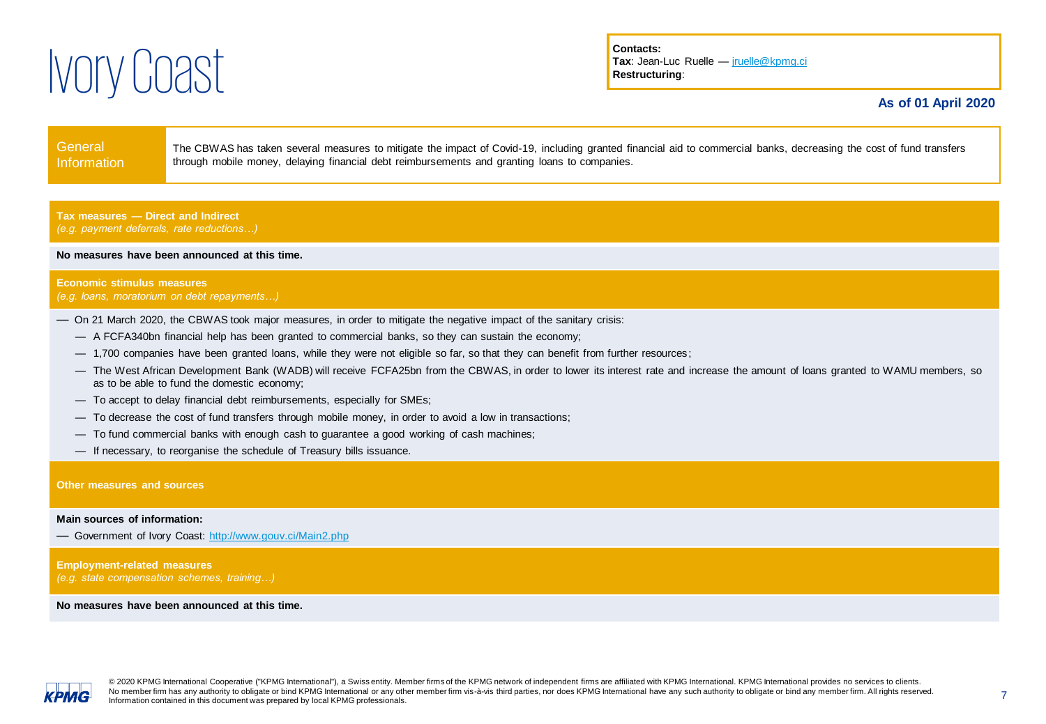# Ivory Coast

**Contacts:**
**Tax**: Jean-Luc Ruelle — jruelle@kpmg.ci
**Restructuring**:

**As of 01 April 2020**

## General Information

The CBWAS has taken several measures to mitigate the impact of Covid-19, including granted financial aid to commercial banks, decreasing the cost of fund transfers through mobile money, delaying financial debt reimbursements and granting loans to companies.

## Tax measures — Direct and Indirect

*(e.g. payment deferrals, rate reductions…)*

**No measures have been announced at this time.**

## Economic stimulus measures

*(e.g. loans, moratorium on debt repayments…)*

- On 21 March 2020, the CBWAS took major measures, in order to mitigate the negative impact of the sanitary crisis:
  - A FCFA340bn financial help has been granted to commercial banks, so they can sustain the economy;
  - 1,700 companies have been granted loans, while they were not eligible so far, so that they can benefit from further resources;
  - The West African Development Bank (WADB) will receive FCFA25bn from the CBWAS, in order to lower its interest rate and increase the amount of loans granted to WAMU members, so as to be able to fund the domestic economy;
  - To accept to delay financial debt reimbursements, especially for SMEs;
  - To decrease the cost of fund transfers through mobile money, in order to avoid a low in transactions;
  - To fund commercial banks with enough cash to guarantee a good working of cash machines;
  - If necessary, to reorganise the schedule of Treasury bills issuance.

## Other measures and sources

**Main sources of information:**

- Government of Ivory Coast: http://www.gouv.ci/Main2.php

## Employment-related measures

*(e.g. state compensation schemes, training…)*

**No measures have been announced at this time.**

© 2020 KPMG International Cooperative ("KPMG International"), a Swiss entity. Member firms of the KPMG network of independent firms are affiliated with KPMG International. KPMG International provides no services to clients. No member firm has any authority to obligate or bind KPMG International or any other member firm vis-à-vis third parties, nor does KPMG International have any such authority to obligate or bind any member firm. All rights reserved. Information contained in this document was prepared by local KPMG professionals.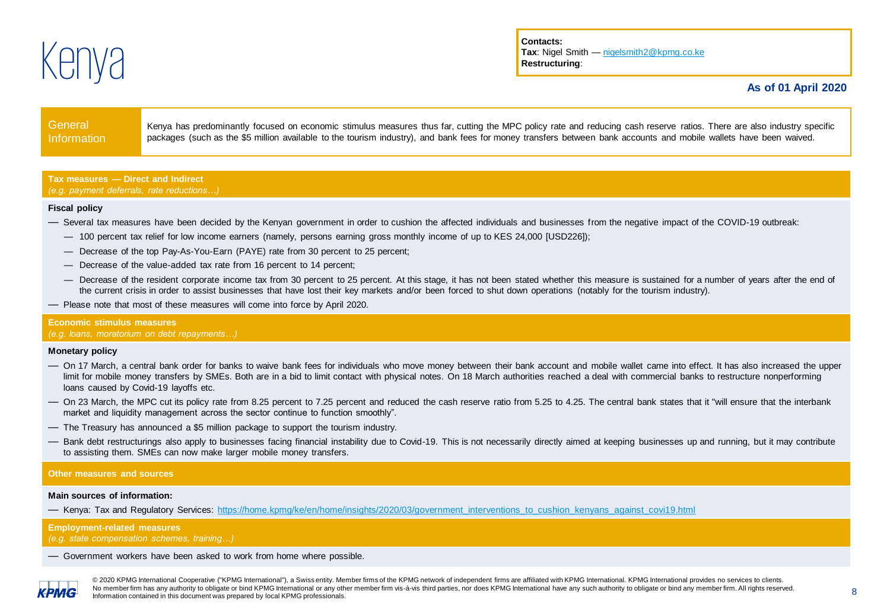# Kenya

**Contacts:**
**Tax**: Nigel Smith — nigelsmith2@kpmg.co.ke
**Restructuring**:

**As of 01 April 2020**

| General Information | |
|---|---|
| | Kenya has predominantly focused on economic stimulus measures thus far, cutting the MPC policy rate and reducing cash reserve ratios. There are also industry specific packages (such as the $5 million available to the tourism industry), and bank fees for money transfers between bank accounts and mobile wallets have been waived. |

## Tax measures — Direct and Indirect
*(e.g. payment deferrals, rate reductions…)*

**Fiscal policy**

- Several tax measures have been decided by the Kenyan government in order to cushion the affected individuals and businesses from the negative impact of the COVID-19 outbreak:
  - 100 percent tax relief for low income earners (namely, persons earning gross monthly income of up to KES 24,000 [USD226]);
  - Decrease of the top Pay-As-You-Earn (PAYE) rate from 30 percent to 25 percent;
  - Decrease of the value-added tax rate from 16 percent to 14 percent;
  - Decrease of the resident corporate income tax from 30 percent to 25 percent. At this stage, it has not been stated whether this measure is sustained for a number of years after the end of the current crisis in order to assist businesses that have lost their key markets and/or been forced to shut down operations (notably for the tourism industry).
- Please note that most of these measures will come into force by April 2020.

## Economic stimulus measures
*(e.g. loans, moratorium on debt repayments…)*

**Monetary policy**

- On 17 March, a central bank order for banks to waive bank fees for individuals who move money between their bank account and mobile wallet came into effect. It has also increased the upper limit for mobile money transfers by SMEs. Both are in a bid to limit contact with physical notes. On 18 March authorities reached a deal with commercial banks to restructure nonperforming loans caused by Covid-19 layoffs etc.
- On 23 March, the MPC cut its policy rate from 8.25 percent to 7.25 percent and reduced the cash reserve ratio from 5.25 to 4.25. The central bank states that it "will ensure that the interbank market and liquidity management across the sector continue to function smoothly".
- The Treasury has announced a $5 million package to support the tourism industry.
- Bank debt restructurings also apply to businesses facing financial instability due to Covid-19. This is not necessarily directly aimed at keeping businesses up and running, but it may contribute to assisting them. SMEs can now make larger mobile money transfers.

## Other measures and sources

**Main sources of information:**

- Kenya: Tax and Regulatory Services: https://home.kpmg/ke/en/home/insights/2020/03/government_interventions_to_cushion_kenyans_against_covi19.html

## Employment-related measures
*(e.g. state compensation schemes, training…)*

- Government workers have been asked to work from home where possible.

© 2020 KPMG International Cooperative ("KPMG International"), a Swiss entity. Member firms of the KPMG network of independent firms are affiliated with KPMG International. KPMG International provides no services to clients. No member firm has any authority to obligate or bind KPMG International or any other member firm vis-à-vis third parties, nor does KPMG International have any such authority to obligate or bind any member firm. All rights reserved. Information contained in this document was prepared by local KPMG professionals.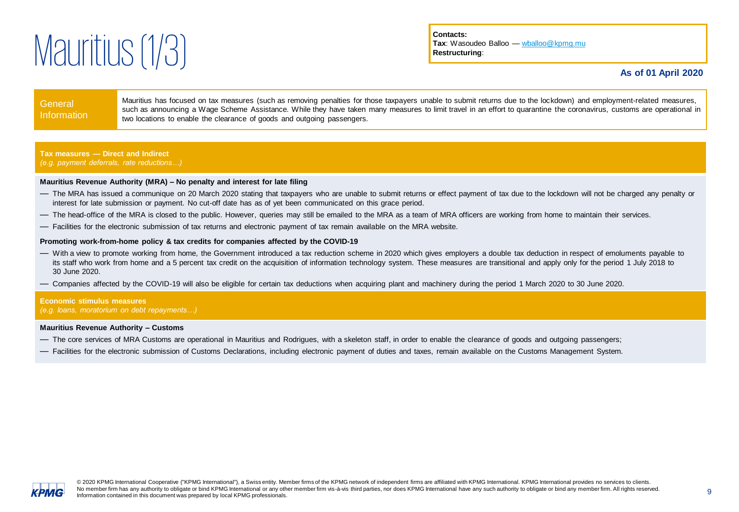# Mauritius (1/3)

**Contacts:**
**Tax**: Wasoudeo Balloo — wballoo@kpmg.mu
**Restructuring**:

**As of 01 April 2020**

| General Information | Mauritius has focused on tax measures (such as removing penalties for those taxpayers unable to submit returns due to the lockdown) and employment-related measures, such as announcing a Wage Scheme Assistance. While they have taken many measures to limit travel in an effort to quarantine the coronavirus, customs are operational in two locations to enable the clearance of goods and outgoing passengers. |
|---|---|

## Tax measures — Direct and Indirect

*(e.g. payment deferrals, rate reductions…)*

**Mauritius Revenue Authority (MRA) – No penalty and interest for late filing**

- The MRA has issued a communique on 20 March 2020 stating that taxpayers who are unable to submit returns or effect payment of tax due to the lockdown will not be charged any penalty or interest for late submission or payment. No cut-off date has as of yet been communicated on this grace period.
- The head-office of the MRA is closed to the public. However, queries may still be emailed to the MRA as a team of MRA officers are working from home to maintain their services.
- Facilities for the electronic submission of tax returns and electronic payment of tax remain available on the MRA website.

**Promoting work-from-home policy & tax credits for companies affected by the COVID-19**

- With a view to promote working from home, the Government introduced a tax reduction scheme in 2020 which gives employers a double tax deduction in respect of emoluments payable to its staff who work from home and a 5 percent tax credit on the acquisition of information technology system. These measures are transitional and apply only for the period 1 July 2018 to 30 June 2020.
- Companies affected by the COVID-19 will also be eligible for certain tax deductions when acquiring plant and machinery during the period 1 March 2020 to 30 June 2020.

## Economic stimulus measures

*(e.g. loans, moratorium on debt repayments…)*

**Mauritius Revenue Authority – Customs**

- The core services of MRA Customs are operational in Mauritius and Rodrigues, with a skeleton staff, in order to enable the clearance of goods and outgoing passengers;
- Facilities for the electronic submission of Customs Declarations, including electronic payment of duties and taxes, remain available on the Customs Management System.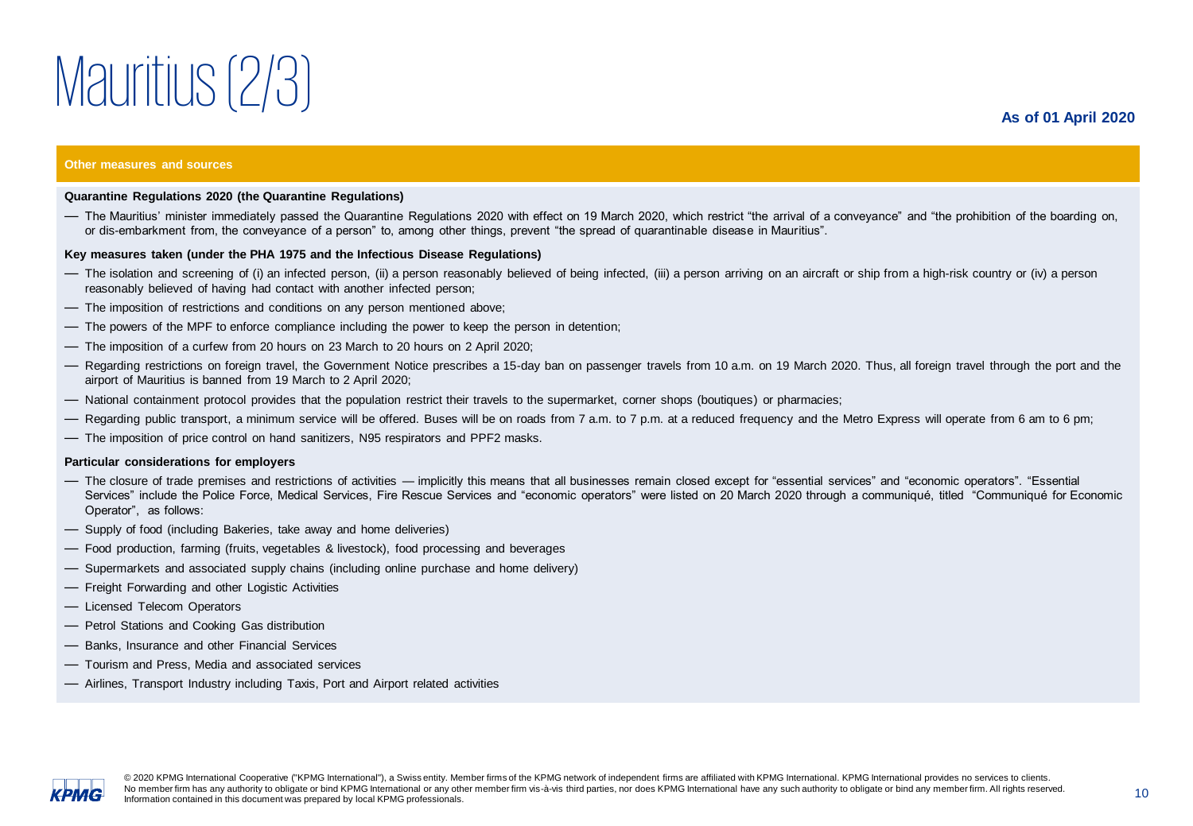# Mauritius (2/3)

**As of 01 April 2020**

## Other measures and sources

**Quarantine Regulations 2020 (the Quarantine Regulations)**

- The Mauritius' minister immediately passed the Quarantine Regulations 2020 with effect on 19 March 2020, which restrict "the arrival of a conveyance" and "the prohibition of the boarding on, or dis-embarkment from, the conveyance of a person" to, among other things, prevent "the spread of quarantinable disease in Mauritius".

**Key measures taken (under the PHA 1975 and the Infectious Disease Regulations)**

- The isolation and screening of (i) an infected person, (ii) a person reasonably believed of being infected, (iii) a person arriving on an aircraft or ship from a high-risk country or (iv) a person reasonably believed of having had contact with another infected person;
- The imposition of restrictions and conditions on any person mentioned above;
- The powers of the MPF to enforce compliance including the power to keep the person in detention;
- The imposition of a curfew from 20 hours on 23 March to 20 hours on 2 April 2020;
- Regarding restrictions on foreign travel, the Government Notice prescribes a 15-day ban on passenger travels from 10 a.m. on 19 March 2020. Thus, all foreign travel through the port and the airport of Mauritius is banned from 19 March to 2 April 2020;
- National containment protocol provides that the population restrict their travels to the supermarket, corner shops (boutiques) or pharmacies;
- Regarding public transport, a minimum service will be offered. Buses will be on roads from 7 a.m. to 7 p.m. at a reduced frequency and the Metro Express will operate from 6 am to 6 pm;
- The imposition of price control on hand sanitizers, N95 respirators and PPF2 masks.

**Particular considerations for employers**

- The closure of trade premises and restrictions of activities — implicitly this means that all businesses remain closed except for "essential services" and "economic operators". "Essential Services" include the Police Force, Medical Services, Fire Rescue Services and "economic operators" were listed on 20 March 2020 through a communiqué, titled "Communiqué for Economic Operator", as follows:
- Supply of food (including Bakeries, take away and home deliveries)
- Food production, farming (fruits, vegetables & livestock), food processing and beverages
- Supermarkets and associated supply chains (including online purchase and home delivery)
- Freight Forwarding and other Logistic Activities
- Licensed Telecom Operators
- Petrol Stations and Cooking Gas distribution
- Banks, Insurance and other Financial Services
- Tourism and Press, Media and associated services
- Airlines, Transport Industry including Taxis, Port and Airport related activities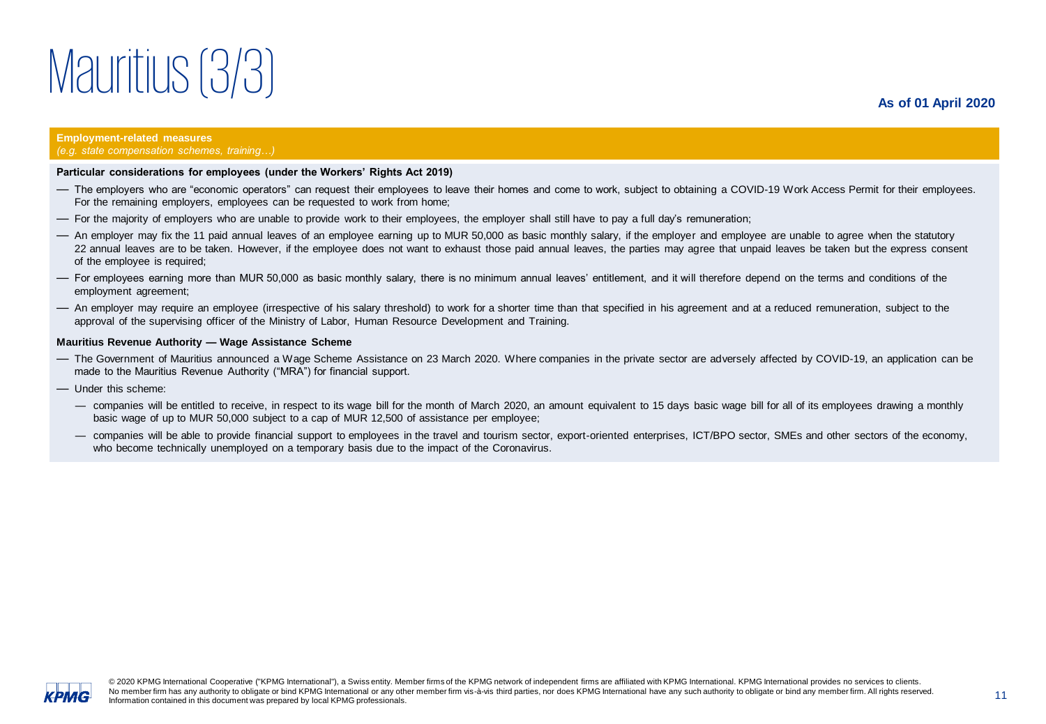# Mauritius (3/3)

**As of 01 April 2020**

**Employment-related measures**
*(e.g. state compensation schemes, training…)*

**Particular considerations for employees (under the Workers' Rights Act 2019)**

- The employers who are "economic operators" can request their employees to leave their homes and come to work, subject to obtaining a COVID-19 Work Access Permit for their employees. For the remaining employers, employees can be requested to work from home;
- For the majority of employers who are unable to provide work to their employees, the employer shall still have to pay a full day's remuneration;
- An employer may fix the 11 paid annual leaves of an employee earning up to MUR 50,000 as basic monthly salary, if the employer and employee are unable to agree when the statutory 22 annual leaves are to be taken. However, if the employee does not want to exhaust those paid annual leaves, the parties may agree that unpaid leaves be taken but the express consent of the employee is required;
- For employees earning more than MUR 50,000 as basic monthly salary, there is no minimum annual leaves' entitlement, and it will therefore depend on the terms and conditions of the employment agreement;
- An employer may require an employee (irrespective of his salary threshold) to work for a shorter time than that specified in his agreement and at a reduced remuneration, subject to the approval of the supervising officer of the Ministry of Labor, Human Resource Development and Training.

**Mauritius Revenue Authority — Wage Assistance Scheme**

- The Government of Mauritius announced a Wage Scheme Assistance on 23 March 2020. Where companies in the private sector are adversely affected by COVID-19, an application can be made to the Mauritius Revenue Authority ("MRA") for financial support.
- Under this scheme:
  - companies will be entitled to receive, in respect to its wage bill for the month of March 2020, an amount equivalent to 15 days basic wage bill for all of its employees drawing a monthly basic wage of up to MUR 50,000 subject to a cap of MUR 12,500 of assistance per employee;
  - companies will be able to provide financial support to employees in the travel and tourism sector, export-oriented enterprises, ICT/BPO sector, SMEs and other sectors of the economy, who become technically unemployed on a temporary basis due to the impact of the Coronavirus.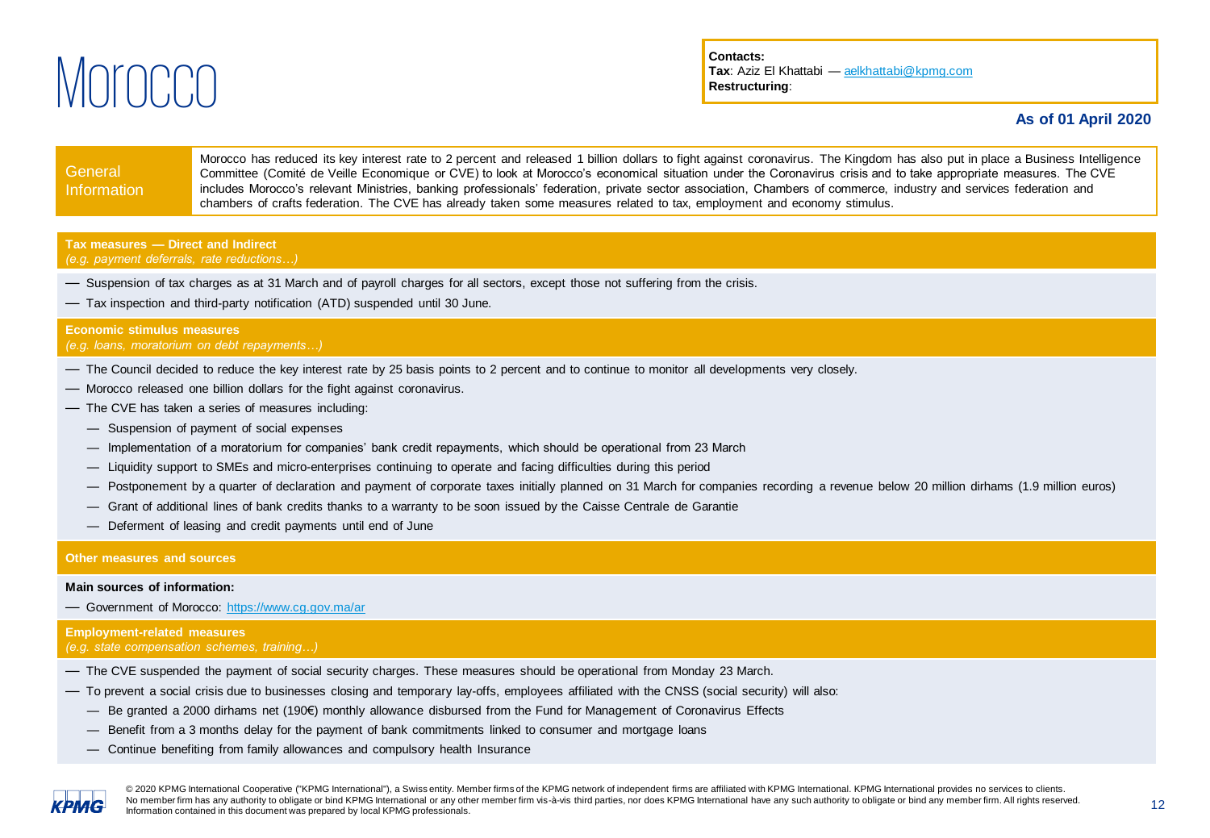# Morocco

**Contacts:**
**Tax**: Aziz El Khattabi — aelkhattabi@kpmg.com
**Restructuring**:

**As of 01 April 2020**

| General Information | Morocco has reduced its key interest rate to 2 percent and released 1 billion dollars to fight against coronavirus. The Kingdom has also put in place a Business Intelligence Committee (Comité de Veille Economique or CVE) to look at Morocco's economical situation under the Coronavirus crisis and to take appropriate measures. The CVE includes Morocco's relevant Ministries, banking professionals' federation, private sector association, Chambers of commerce, industry and services federation and chambers of crafts federation. The CVE has already taken some measures related to tax, employment and economy stimulus. |
|---|---|

## Tax measures — Direct and Indirect

*(e.g. payment deferrals, rate reductions…)*

- Suspension of tax charges as at 31 March and of payroll charges for all sectors, except those not suffering from the crisis.
- Tax inspection and third-party notification (ATD) suspended until 30 June.

## Economic stimulus measures

*(e.g. loans, moratorium on debt repayments…)*

- The Council decided to reduce the key interest rate by 25 basis points to 2 percent and to continue to monitor all developments very closely.
- Morocco released one billion dollars for the fight against coronavirus.
- The CVE has taken a series of measures including:
  - Suspension of payment of social expenses
  - Implementation of a moratorium for companies' bank credit repayments, which should be operational from 23 March
  - Liquidity support to SMEs and micro-enterprises continuing to operate and facing difficulties during this period
  - Postponement by a quarter of declaration and payment of corporate taxes initially planned on 31 March for companies recording a revenue below 20 million dirhams (1.9 million euros)
  - Grant of additional lines of bank credits thanks to a warranty to be soon issued by the Caisse Centrale de Garantie
  - Deferment of leasing and credit payments until end of June

## Other measures and sources

**Main sources of information:**

- Government of Morocco: https://www.cg.gov.ma/ar

## Employment-related measures

*(e.g. state compensation schemes, training…)*

- The CVE suspended the payment of social security charges. These measures should be operational from Monday 23 March.
- To prevent a social crisis due to businesses closing and temporary lay-offs, employees affiliated with the CNSS (social security) will also:
  - Be granted a 2000 dirhams net (190€) monthly allowance disbursed from the Fund for Management of Coronavirus Effects
  - Benefit from a 3 months delay for the payment of bank commitments linked to consumer and mortgage loans
  - Continue benefiting from family allowances and compulsory health Insurance

© 2020 KPMG International Cooperative ("KPMG International"), a Swiss entity. Member firms of the KPMG network of independent firms are affiliated with KPMG International. KPMG International provides no services to clients. No member firm has any authority to obligate or bind KPMG International or any other member firm vis-à-vis third parties, nor does KPMG International have any such authority to obligate or bind any member firm. All rights reserved. Information contained in this document was prepared by local KPMG professionals.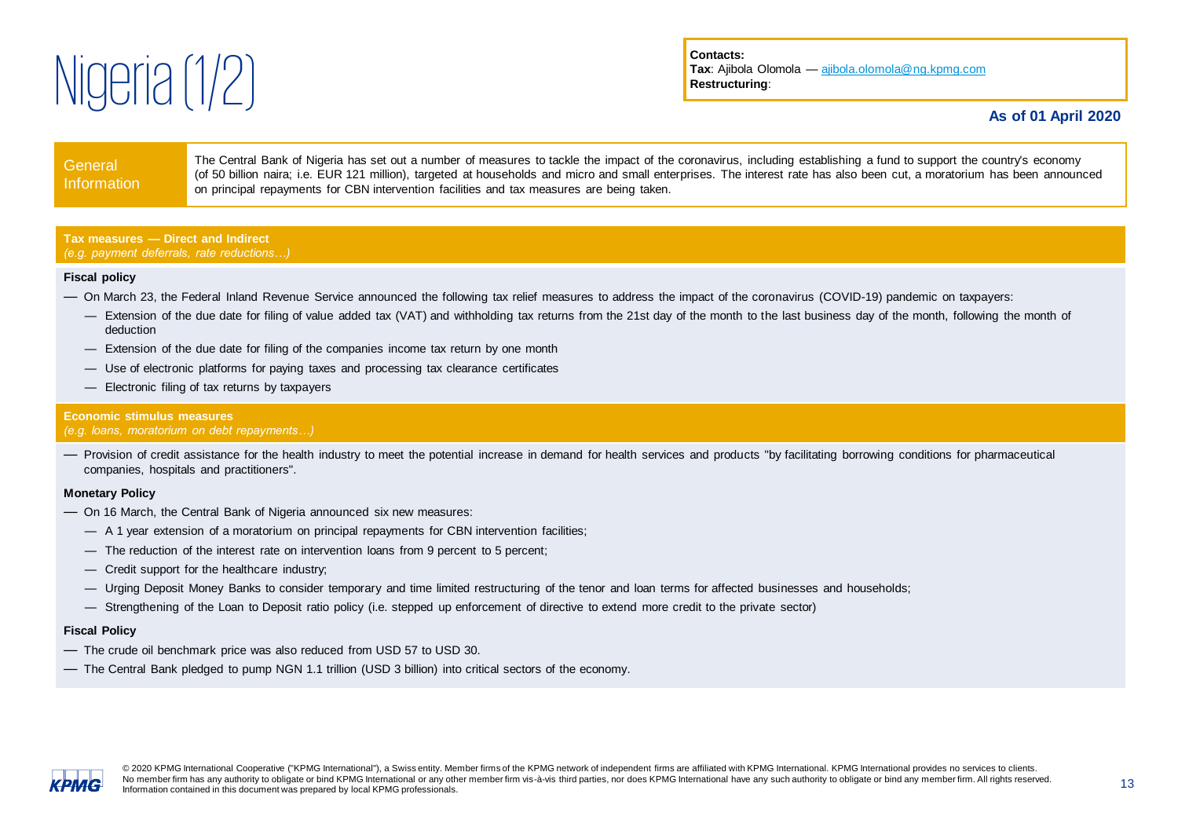# Nigeria (1/2)

**Contacts:**
**Tax**: Ajibola Olomola — ajibola.olomola@ng.kpmg.com
**Restructuring**:

**As of 01 April 2020**

| General Information | The Central Bank of Nigeria has set out a number of measures to tackle the impact of the coronavirus, including establishing a fund to support the country's economy (of 50 billion naira; i.e. EUR 121 million), targeted at households and micro and small enterprises. The interest rate has also been cut, a moratorium has been announced on principal repayments for CBN intervention facilities and tax measures are being taken. |
|---|---|

## Tax measures — Direct and Indirect
*(e.g. payment deferrals, rate reductions…)*

**Fiscal policy**

- On March 23, the Federal Inland Revenue Service announced the following tax relief measures to address the impact of the coronavirus (COVID-19) pandemic on taxpayers:
  - Extension of the due date for filing of value added tax (VAT) and withholding tax returns from the 21st day of the month to the last business day of the month, following the month of deduction
  - Extension of the due date for filing of the companies income tax return by one month
  - Use of electronic platforms for paying taxes and processing tax clearance certificates
  - Electronic filing of tax returns by taxpayers

## Economic stimulus measures
*(e.g. loans, moratorium on debt repayments…)*

- Provision of credit assistance for the health industry to meet the potential increase in demand for health services and products "by facilitating borrowing conditions for pharmaceutical companies, hospitals and practitioners".

**Monetary Policy**

- On 16 March, the Central Bank of Nigeria announced six new measures:
  - A 1 year extension of a moratorium on principal repayments for CBN intervention facilities;
  - The reduction of the interest rate on intervention loans from 9 percent to 5 percent;
  - Credit support for the healthcare industry;
  - Urging Deposit Money Banks to consider temporary and time limited restructuring of the tenor and loan terms for affected businesses and households;
  - Strengthening of the Loan to Deposit ratio policy (i.e. stepped up enforcement of directive to extend more credit to the private sector)

**Fiscal Policy**

- The crude oil benchmark price was also reduced from USD 57 to USD 30.
- The Central Bank pledged to pump NGN 1.1 trillion (USD 3 billion) into critical sectors of the economy.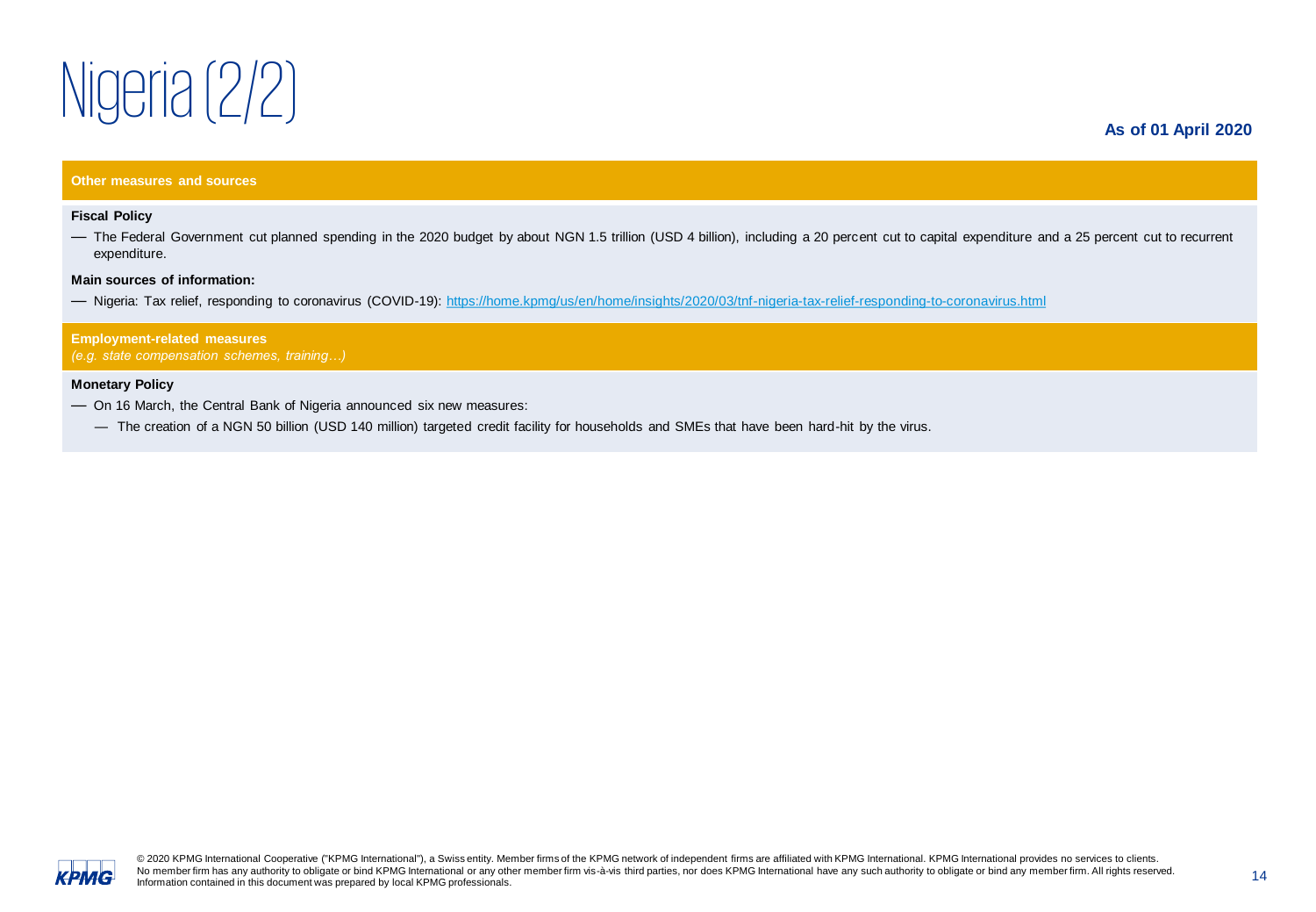# Nigeria (2/2)

**As of 01 April 2020**

## Other measures and sources

**Fiscal Policy**

- The Federal Government cut planned spending in the 2020 budget by about NGN 1.5 trillion (USD 4 billion), including a 20 percent cut to capital expenditure and a 25 percent cut to recurrent expenditure.

**Main sources of information:**

- Nigeria: Tax relief, responding to coronavirus (COVID-19): [https://home.kpmg/us/en/home/insights/2020/03/tnf-nigeria-tax-relief-responding-to-coronavirus.html](https://home.kpmg/us/en/home/insights/2020/03/tnf-nigeria-tax-relief-responding-to-coronavirus.html)

## Employment-related measures

*(e.g. state compensation schemes, training…)*

**Monetary Policy**

- On 16 March, the Central Bank of Nigeria announced six new measures:
  - The creation of a NGN 50 billion (USD 140 million) targeted credit facility for households and SMEs that have been hard-hit by the virus.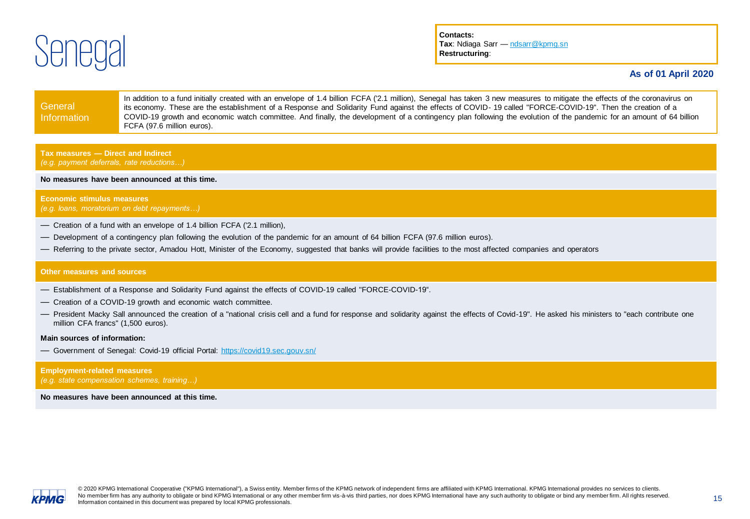# Senegal

**Contacts:**
**Tax**: Ndiaga Sarr — ndsarr@kpmg.sn
**Restructuring**:

**As of 01 April 2020**

## General Information

In addition to a fund initially created with an envelope of 1.4 billion FCFA ('2.1 million), Senegal has taken 3 new measures to mitigate the effects of the coronavirus on its economy. These are the establishment of a Response and Solidarity Fund against the effects of COVID- 19 called "FORCE-COVID-19". Then the creation of a COVID-19 growth and economic watch committee. And finally, the development of a contingency plan following the evolution of the pandemic for an amount of 64 billion FCFA (97.6 million euros).

## Tax measures — Direct and Indirect
*(e.g. payment deferrals, rate reductions…)*

**No measures have been announced at this time.**

## Economic stimulus measures
*(e.g. loans, moratorium on debt repayments…)*

- Creation of a fund with an envelope of 1.4 billion FCFA ('2.1 million),
- Development of a contingency plan following the evolution of the pandemic for an amount of 64 billion FCFA (97.6 million euros).
- Referring to the private sector, Amadou Hott, Minister of the Economy, suggested that banks will provide facilities to the most affected companies and operators

## Other measures and sources

- Establishment of a Response and Solidarity Fund against the effects of COVID-19 called "FORCE-COVID-19“.
- Creation of a COVID-19 growth and economic watch committee.
- President Macky Sall announced the creation of a "national crisis cell and a fund for response and solidarity against the effects of Covid-19". He asked his ministers to "each contribute one million CFA francs" (1,500 euros).

**Main sources of information:**

- Government of Senegal: Covid-19 official Portal: https://covid19.sec.gouv.sn/

## Employment-related measures
*(e.g. state compensation schemes, training…)*

**No measures have been announced at this time.**

© 2020 KPMG International Cooperative ("KPMG International"), a Swiss entity. Member firms of the KPMG network of independent firms are affiliated with KPMG International. KPMG International provides no services to clients. No member firm has any authority to obligate or bind KPMG International or any other member firm vis-à-vis third parties, nor does KPMG International have any such authority to obligate or bind any member firm. All rights reserved. Information contained in this document was prepared by local KPMG professionals.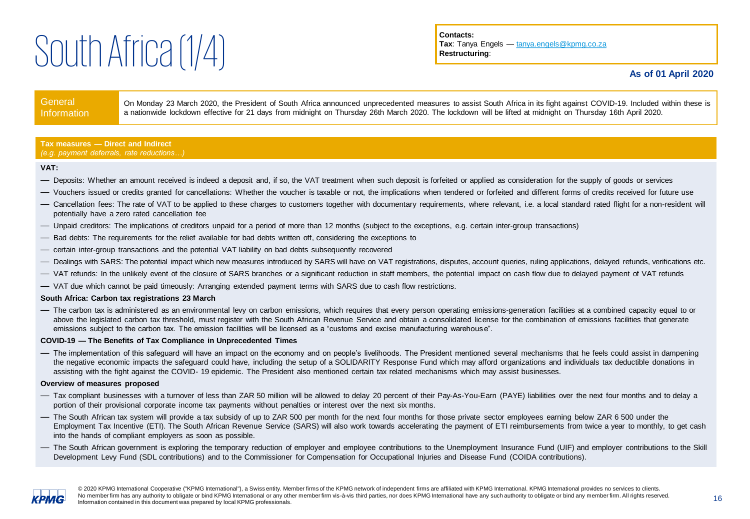# South Africa (1/4)

**Contacts:**
**Tax**: Tanya Engels — tanya.engels@kpmg.co.za
**Restructuring**:

**As of 01 April 2020**

| General Information | On Monday 23 March 2020, the President of South Africa announced unprecedented measures to assist South Africa in its fight against COVID-19. Included within these is a nationwide lockdown effective for 21 days from midnight on Thursday 26th March 2020. The lockdown will be lifted at midnight on Thursday 16th April 2020. |
|---|---|

## Tax measures — Direct and Indirect
*(e.g. payment deferrals, rate reductions…)*

**VAT:**

- Deposits: Whether an amount received is indeed a deposit and, if so, the VAT treatment when such deposit is forfeited or applied as consideration for the supply of goods or services
- Vouchers issued or credits granted for cancellations: Whether the voucher is taxable or not, the implications when tendered or forfeited and different forms of credits received for future use
- Cancellation fees: The rate of VAT to be applied to these charges to customers together with documentary requirements, where relevant, i.e. a local standard rated flight for a non-resident will potentially have a zero rated cancellation fee
- Unpaid creditors: The implications of creditors unpaid for a period of more than 12 months (subject to the exceptions, e.g. certain inter-group transactions)
- Bad debts: The requirements for the relief available for bad debts written off, considering the exceptions to
- certain inter-group transactions and the potential VAT liability on bad debts subsequently recovered
- Dealings with SARS: The potential impact which new measures introduced by SARS will have on VAT registrations, disputes, account queries, ruling applications, delayed refunds, verifications etc.
- VAT refunds: In the unlikely event of the closure of SARS branches or a significant reduction in staff members, the potential impact on cash flow due to delayed payment of VAT refunds
- VAT due which cannot be paid timeously: Arranging extended payment terms with SARS due to cash flow restrictions.

**South Africa: Carbon tax registrations 23 March**

- The carbon tax is administered as an environmental levy on carbon emissions, which requires that every person operating emissions-generation facilities at a combined capacity equal to or above the legislated carbon tax threshold, must register with the South African Revenue Service and obtain a consolidated license for the combination of emissions facilities that generate emissions subject to the carbon tax. The emission facilities will be licensed as a "customs and excise manufacturing warehouse".

**COVID-19 — The Benefits of Tax Compliance in Unprecedented Times**

- The implementation of this safeguard will have an impact on the economy and on people's livelihoods. The President mentioned several mechanisms that he feels could assist in dampening the negative economic impacts the safeguard could have, including the setup of a SOLIDARITY Response Fund which may afford organizations and individuals tax deductible donations in assisting with the fight against the COVID- 19 epidemic. The President also mentioned certain tax related mechanisms which may assist businesses.

**Overview of measures proposed**

- Tax compliant businesses with a turnover of less than ZAR 50 million will be allowed to delay 20 percent of their Pay-As-You-Earn (PAYE) liabilities over the next four months and to delay a portion of their provisional corporate income tax payments without penalties or interest over the next six months.
- The South African tax system will provide a tax subsidy of up to ZAR 500 per month for the next four months for those private sector employees earning below ZAR 6 500 under the Employment Tax Incentive (ETI). The South African Revenue Service (SARS) will also work towards accelerating the payment of ETI reimbursements from twice a year to monthly, to get cash into the hands of compliant employers as soon as possible.
- The South African government is exploring the temporary reduction of employer and employee contributions to the Unemployment Insurance Fund (UIF) and employer contributions to the Skill Development Levy Fund (SDL contributions) and to the Commissioner for Compensation for Occupational Injuries and Disease Fund (COIDA contributions).

© 2020 KPMG International Cooperative ("KPMG International"), a Swiss entity. Member firms of the KPMG network of independent firms are affiliated with KPMG International. KPMG International provides no services to clients. No member firm has any authority to obligate or bind KPMG International or any other member firm vis-à-vis third parties, nor does KPMG International have any such authority to obligate or bind any member firm. All rights reserved. Information contained in this document was prepared by local KPMG professionals.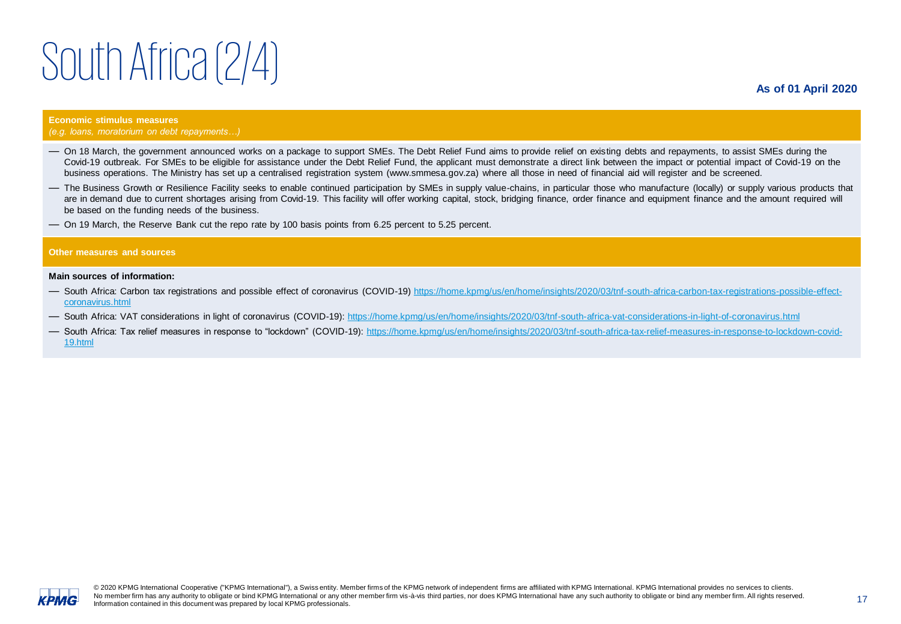# South Africa (2/4)

**As of 01 April 2020**

**Economic stimulus measures**
*(e.g. loans, moratorium on debt repayments…)*

- On 18 March, the government announced works on a package to support SMEs. The Debt Relief Fund aims to provide relief on existing debts and repayments, to assist SMEs during the Covid-19 outbreak. For SMEs to be eligible for assistance under the Debt Relief Fund, the applicant must demonstrate a direct link between the impact or potential impact of Covid-19 on the business operations. The Ministry has set up a centralised registration system (www.smmesa.gov.za) where all those in need of financial aid will register and be screened.
- The Business Growth or Resilience Facility seeks to enable continued participation by SMEs in supply value-chains, in particular those who manufacture (locally) or supply various products that are in demand due to current shortages arising from Covid-19. This facility will offer working capital, stock, bridging finance, order finance and equipment finance and the amount required will be based on the funding needs of the business.
- On 19 March, the Reserve Bank cut the repo rate by 100 basis points from 6.25 percent to 5.25 percent.

**Other measures and sources**

**Main sources of information:**

- South Africa: Carbon tax registrations and possible effect of coronavirus (COVID-19) https://home.kpmg/us/en/home/insights/2020/03/tnf-south-africa-carbon-tax-registrations-possible-effect-coronavirus.html
- South Africa: VAT considerations in light of coronavirus (COVID-19): https://home.kpmg/us/en/home/insights/2020/03/tnf-south-africa-vat-considerations-in-light-of-coronavirus.html
- South Africa: Tax relief measures in response to "lockdown" (COVID-19): https://home.kpmg/us/en/home/insights/2020/03/tnf-south-africa-tax-relief-measures-in-response-to-lockdown-covid-19.html

© 2020 KPMG International Cooperative ("KPMG International"), a Swiss entity. Member firms of the KPMG network of independent firms are affiliated with KPMG International. KPMG International provides no services to clients. No member firm has any authority to obligate or bind KPMG International or any other member firm vis-à-vis third parties, nor does KPMG International have any such authority to obligate or bind any member firm. All rights reserved. Information contained in this document was prepared by local KPMG professionals.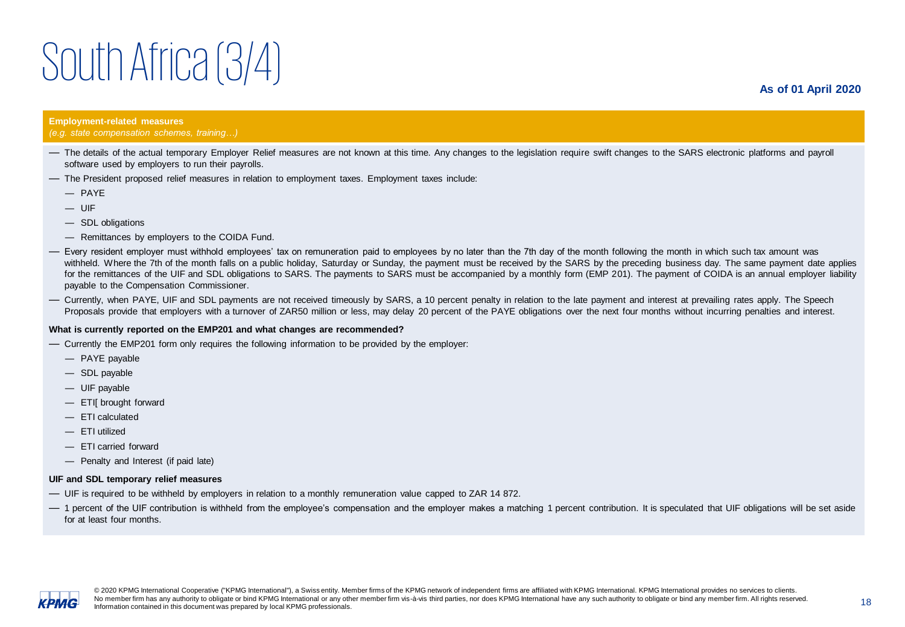# South Africa (3/4)

**As of 01 April 2020**

**Employment-related measures**
*(e.g. state compensation schemes, training…)*

- The details of the actual temporary Employer Relief measures are not known at this time. Any changes to the legislation require swift changes to the SARS electronic platforms and payroll software used by employers to run their payrolls.
- The President proposed relief measures in relation to employment taxes. Employment taxes include:
  - PAYE
  - UIF
  - SDL obligations
  - Remittances by employers to the COIDA Fund.
- Every resident employer must withhold employees' tax on remuneration paid to employees by no later than the 7th day of the month following the month in which such tax amount was withheld. Where the 7th of the month falls on a public holiday, Saturday or Sunday, the payment must be received by the SARS by the preceding business day. The same payment date applies for the remittances of the UIF and SDL obligations to SARS. The payments to SARS must be accompanied by a monthly form (EMP 201). The payment of COIDA is an annual employer liability payable to the Compensation Commissioner.
- Currently, when PAYE, UIF and SDL payments are not received timeously by SARS, a 10 percent penalty in relation to the late payment and interest at prevailing rates apply. The Speech Proposals provide that employers with a turnover of ZAR50 million or less, may delay 20 percent of the PAYE obligations over the next four months without incurring penalties and interest.

**What is currently reported on the EMP201 and what changes are recommended?**

- Currently the EMP201 form only requires the following information to be provided by the employer:
  - PAYE payable
  - SDL payable
  - UIF payable
  - ETI[ brought forward
  - ETI calculated
  - ETI utilized
  - ETI carried forward
  - Penalty and Interest (if paid late)

**UIF and SDL temporary relief measures**

- UIF is required to be withheld by employers in relation to a monthly remuneration value capped to ZAR 14 872.
- 1 percent of the UIF contribution is withheld from the employee's compensation and the employer makes a matching 1 percent contribution. It is speculated that UIF obligations will be set aside for at least four months.

© 2020 KPMG International Cooperative ("KPMG International"), a Swiss entity. Member firms of the KPMG network of independent firms are affiliated with KPMG International. KPMG International provides no services to clients. No member firm has any authority to obligate or bind KPMG International or any other member firm vis-à-vis third parties, nor does KPMG International have any such authority to obligate or bind any member firm. All rights reserved. Information contained in this document was prepared by local KPMG professionals.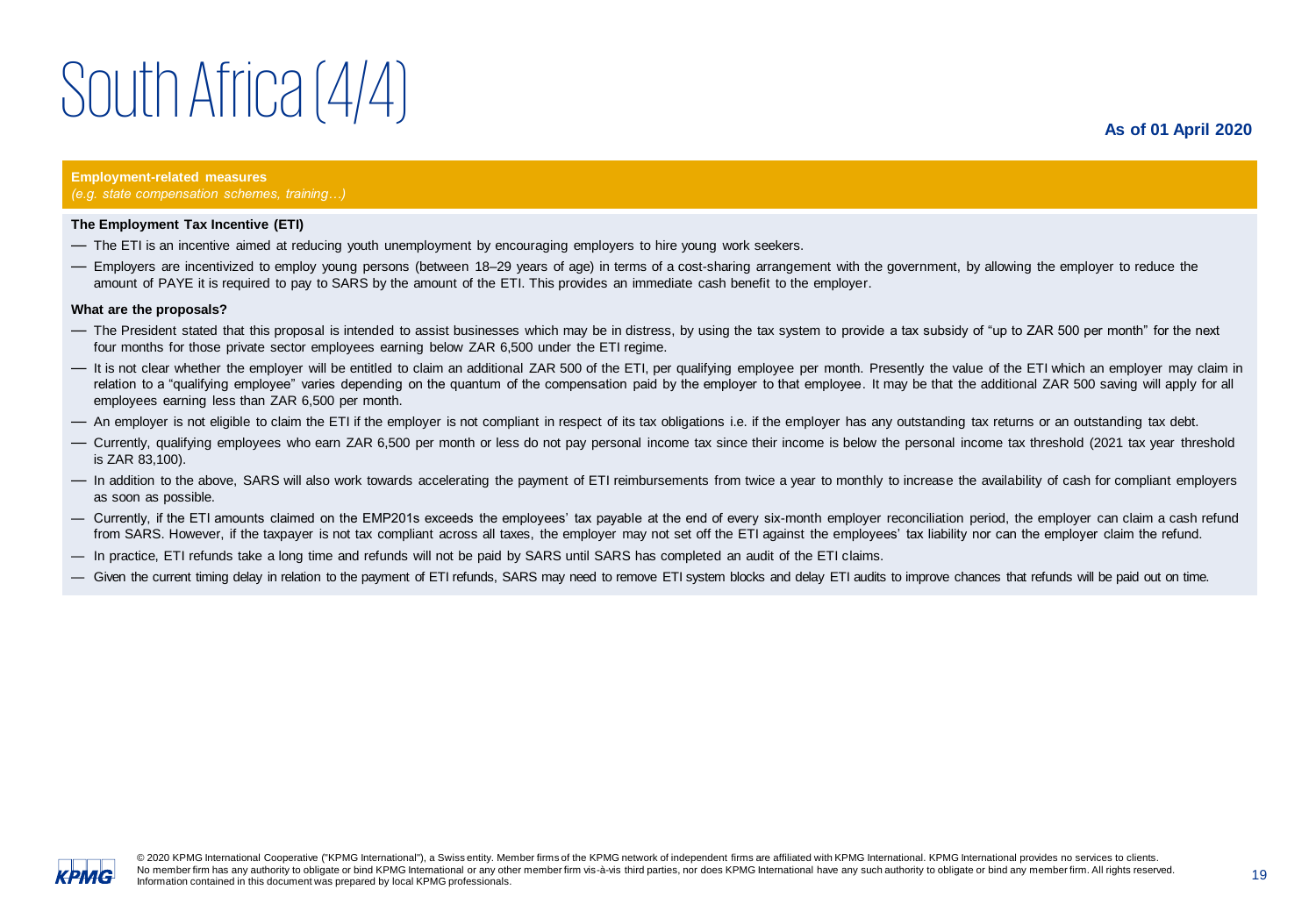# South Africa (4/4)

**As of 01 April 2020**

**Employment-related measures**
*(e.g. state compensation schemes, training…)*

**The Employment Tax Incentive (ETI)**

- The ETI is an incentive aimed at reducing youth unemployment by encouraging employers to hire young work seekers.
- Employers are incentivized to employ young persons (between 18–29 years of age) in terms of a cost-sharing arrangement with the government, by allowing the employer to reduce the amount of PAYE it is required to pay to SARS by the amount of the ETI. This provides an immediate cash benefit to the employer.

**What are the proposals?**

- The President stated that this proposal is intended to assist businesses which may be in distress, by using the tax system to provide a tax subsidy of "up to ZAR 500 per month" for the next four months for those private sector employees earning below ZAR 6,500 under the ETI regime.
- It is not clear whether the employer will be entitled to claim an additional ZAR 500 of the ETI, per qualifying employee per month. Presently the value of the ETI which an employer may claim in relation to a "qualifying employee" varies depending on the quantum of the compensation paid by the employer to that employee. It may be that the additional ZAR 500 saving will apply for all employees earning less than ZAR 6,500 per month.
- An employer is not eligible to claim the ETI if the employer is not compliant in respect of its tax obligations i.e. if the employer has any outstanding tax returns or an outstanding tax debt.
- Currently, qualifying employees who earn ZAR 6,500 per month or less do not pay personal income tax since their income is below the personal income tax threshold (2021 tax year threshold is ZAR 83,100).
- In addition to the above, SARS will also work towards accelerating the payment of ETI reimbursements from twice a year to monthly to increase the availability of cash for compliant employers as soon as possible.
- Currently, if the ETI amounts claimed on the EMP201s exceeds the employees' tax payable at the end of every six-month employer reconciliation period, the employer can claim a cash refund from SARS. However, if the taxpayer is not tax compliant across all taxes, the employer may not set off the ETI against the employees' tax liability nor can the employer claim the refund.
- In practice, ETI refunds take a long time and refunds will not be paid by SARS until SARS has completed an audit of the ETI claims.
- Given the current timing delay in relation to the payment of ETI refunds, SARS may need to remove ETI system blocks and delay ETI audits to improve chances that refunds will be paid out on time.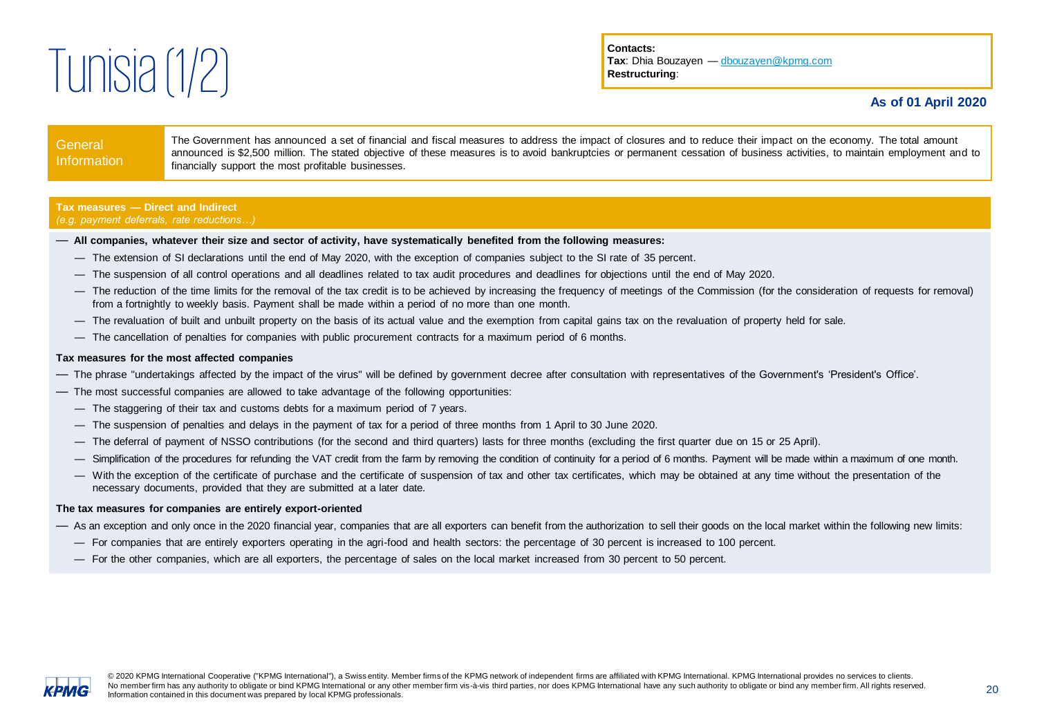# Tunisia (1/2)

**Contacts:**
**Tax**: Dhia Bouzayen — dbouzayen@kpmg.com
**Restructuring**:

**As of 01 April 2020**

| General Information | The Government has announced a set of financial and fiscal measures to address the impact of closures and to reduce their impact on the economy. The total amount announced is $2,500 million. The stated objective of these measures is to avoid bankruptcies or permanent cessation of business activities, to maintain employment and to financially support the most profitable businesses. |
|---|---|

**Tax measures — Direct and Indirect**
*(e.g. payment deferrals, rate reductions…)*

- **All companies, whatever their size and sector of activity, have systematically benefited from the following measures:**
  - The extension of SI declarations until the end of May 2020, with the exception of companies subject to the SI rate of 35 percent.
  - The suspension of all control operations and all deadlines related to tax audit procedures and deadlines for objections until the end of May 2020.
  - The reduction of the time limits for the removal of the tax credit is to be achieved by increasing the frequency of meetings of the Commission (for the consideration of requests for removal) from a fortnightly to weekly basis. Payment shall be made within a period of no more than one month.
  - The revaluation of built and unbuilt property on the basis of its actual value and the exemption from capital gains tax on the revaluation of property held for sale.
  - The cancellation of penalties for companies with public procurement contracts for a maximum period of 6 months.

**Tax measures for the most affected companies**

- The phrase "undertakings affected by the impact of the virus" will be defined by government decree after consultation with representatives of the Government's 'President's Office'.
- The most successful companies are allowed to take advantage of the following opportunities:
  - The staggering of their tax and customs debts for a maximum period of 7 years.
  - The suspension of penalties and delays in the payment of tax for a period of three months from 1 April to 30 June 2020.
  - The deferral of payment of NSSO contributions (for the second and third quarters) lasts for three months (excluding the first quarter due on 15 or 25 April).
  - Simplification of the procedures for refunding the VAT credit from the farm by removing the condition of continuity for a period of 6 months. Payment will be made within a maximum of one month.
  - With the exception of the certificate of purchase and the certificate of suspension of tax and other tax certificates, which may be obtained at any time without the presentation of the necessary documents, provided that they are submitted at a later date.

**The tax measures for companies are entirely export-oriented**

- As an exception and only once in the 2020 financial year, companies that are all exporters can benefit from the authorization to sell their goods on the local market within the following new limits:
  - For companies that are entirely exporters operating in the agri-food and health sectors: the percentage of 30 percent is increased to 100 percent.
  - For the other companies, which are all exporters, the percentage of sales on the local market increased from 30 percent to 50 percent.

© 2020 KPMG International Cooperative ("KPMG International"), a Swiss entity. Member firms of the KPMG network of independent firms are affiliated with KPMG International. KPMG International provides no services to clients. No member firm has any authority to obligate or bind KPMG International or any other member firm vis-à-vis third parties, nor does KPMG International have any such authority to obligate or bind any member firm. All rights reserved. Information contained in this document was prepared by local KPMG professionals.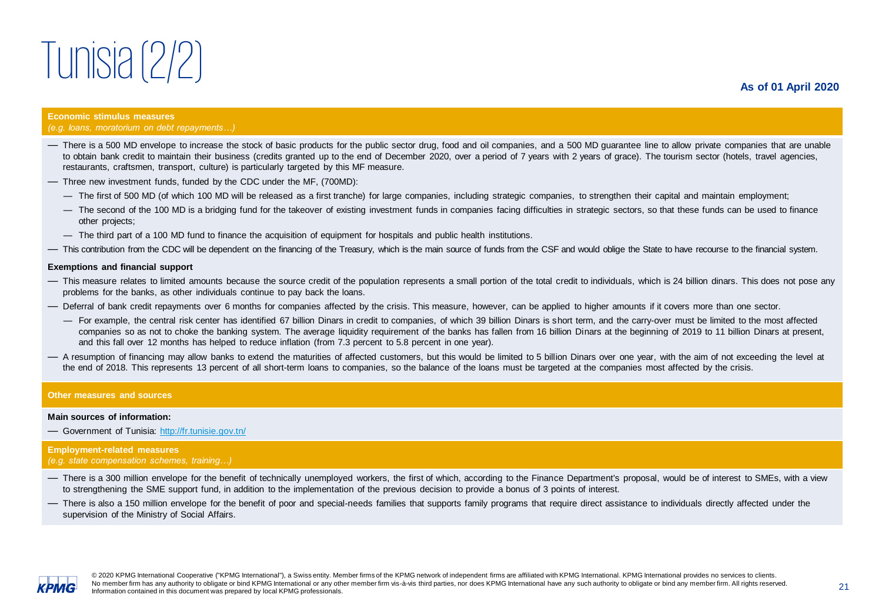# Tunisia (2/2)

**As of 01 April 2020**

**Economic stimulus measures**
*(e.g. loans, moratorium on debt repayments…)*

- There is a 500 MD envelope to increase the stock of basic products for the public sector drug, food and oil companies, and a 500 MD guarantee line to allow private companies that are unable to obtain bank credit to maintain their business (credits granted up to the end of December 2020, over a period of 7 years with 2 years of grace). The tourism sector (hotels, travel agencies, restaurants, craftsmen, transport, culture) is particularly targeted by this MF measure.
- Three new investment funds, funded by the CDC under the MF, (700MD):
  - The first of 500 MD (of which 100 MD will be released as a first tranche) for large companies, including strategic companies, to strengthen their capital and maintain employment;
  - The second of the 100 MD is a bridging fund for the takeover of existing investment funds in companies facing difficulties in strategic sectors, so that these funds can be used to finance other projects;
  - The third part of a 100 MD fund to finance the acquisition of equipment for hospitals and public health institutions.
- This contribution from the CDC will be dependent on the financing of the Treasury, which is the main source of funds from the CSF and would oblige the State to have recourse to the financial system.

**Exemptions and financial support**

- This measure relates to limited amounts because the source credit of the population represents a small portion of the total credit to individuals, which is 24 billion dinars. This does not pose any problems for the banks, as other individuals continue to pay back the loans.
- Deferral of bank credit repayments over 6 months for companies affected by the crisis. This measure, however, can be applied to higher amounts if it covers more than one sector.
  - For example, the central risk center has identified 67 billion Dinars in credit to companies, of which 39 billion Dinars is short term, and the carry-over must be limited to the most affected companies so as not to choke the banking system. The average liquidity requirement of the banks has fallen from 16 billion Dinars at the beginning of 2019 to 11 billion Dinars at present, and this fall over 12 months has helped to reduce inflation (from 7.3 percent to 5.8 percent in one year).
- A resumption of financing may allow banks to extend the maturities of affected customers, but this would be limited to 5 billion Dinars over one year, with the aim of not exceeding the level at the end of 2018. This represents 13 percent of all short-term loans to companies, so the balance of the loans must be targeted at the companies most affected by the crisis.

**Other measures and sources**

**Main sources of information:**

- Government of Tunisia: http://fr.tunisie.gov.tn/

**Employment-related measures**
*(e.g. state compensation schemes, training…)*

- There is a 300 million envelope for the benefit of technically unemployed workers, the first of which, according to the Finance Department's proposal, would be of interest to SMEs, with a view to strengthening the SME support fund, in addition to the implementation of the previous decision to provide a bonus of 3 points of interest.
- There is also a 150 million envelope for the benefit of poor and special-needs families that supports family programs that require direct assistance to individuals directly affected under the supervision of the Ministry of Social Affairs.

© 2020 KPMG International Cooperative ("KPMG International"), a Swiss entity. Member firms of the KPMG network of independent firms are affiliated with KPMG International. KPMG International provides no services to clients. No member firm has any authority to obligate or bind KPMG International or any other member firm vis-à-vis third parties, nor does KPMG International have any such authority to obligate or bind any member firm. All rights reserved. Information contained in this document was prepared by local KPMG professionals.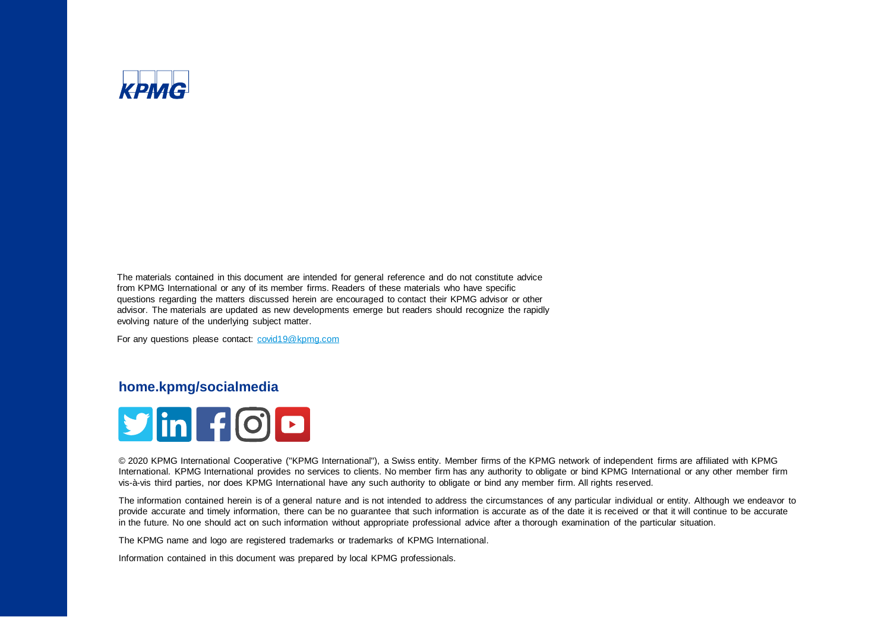The materials contained in this document are intended for general reference and do not constitute advice from KPMG International or any of its member firms. Readers of these materials who have specific questions regarding the matters discussed herein are encouraged to contact their KPMG advisor or other advisor. The materials are updated as new developments emerge but readers should recognize the rapidly evolving nature of the underlying subject matter.

For any questions please contact: covid19@kpmg.com

**home.kpmg/socialmedia**

© 2020 KPMG International Cooperative ("KPMG International"), a Swiss entity. Member firms of the KPMG network of independent firms are affiliated with KPMG International. KPMG International provides no services to clients. No member firm has any authority to obligate or bind KPMG International or any other member firm vis-à-vis third parties, nor does KPMG International have any such authority to obligate or bind any member firm. All rights reserved.

The information contained herein is of a general nature and is not intended to address the circumstances of any particular individual or entity. Although we endeavor to provide accurate and timely information, there can be no guarantee that such information is accurate as of the date it is received or that it will continue to be accurate in the future. No one should act on such information without appropriate professional advice after a thorough examination of the particular situation.

The KPMG name and logo are registered trademarks or trademarks of KPMG International.

Information contained in this document was prepared by local KPMG professionals.